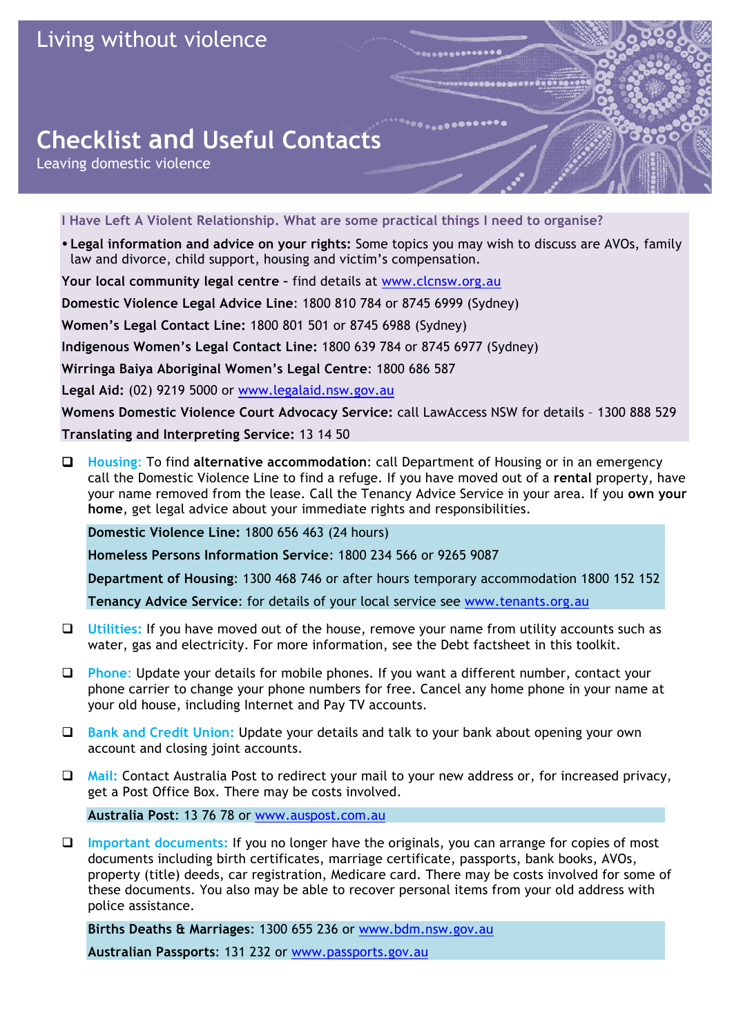# Living without violence

## Checklist and Useful Contacts

Leaving domestic violence

### I Have Left A Violent Relationship. What are some practical things I need to organise?

- **Legal information and advice on your rights:** Some topics you may wish to discuss are AVOs, family law and divorce, child support, housing and victim's compensation.

**Your local community legal centre** – find details at www.clcnsw.org.au

**Domestic Violence Legal Advice Line**: 1800 810 784 or 8745 6999 (Sydney)

**Women's Legal Contact Line:** 1800 801 501 or 8745 6988 (Sydney)

**Indigenous Women's Legal Contact Line:** 1800 639 784 or 8745 6977 (Sydney)

**Wirringa Baiya Aboriginal Women's Legal Centre**: 1800 686 587

**Legal Aid:** (02) 9219 5000 or www.legalaid.nsw.gov.au

**Womens Domestic Violence Court Advocacy Service:** call LawAccess NSW for details – 1300 888 529

**Translating and Interpreting Service:** 13 14 50

- [ ] **Housing:** To find **alternative accommodation**: call Department of Housing or in an emergency call the Domestic Violence Line to find a refuge. If you have moved out of a **rental** property, have your name removed from the lease. Call the Tenancy Advice Service in your area. If you **own your home**, get legal advice about your immediate rights and responsibilities.

  **Domestic Violence Line:** 1800 656 463 (24 hours)

  **Homeless Persons Information Service**: 1800 234 566 or 9265 9087

  **Department of Housing**: 1300 468 746 or after hours temporary accommodation 1800 152 152

  **Tenancy Advice Service**: for details of your local service see www.tenants.org.au

- [ ] **Utilities:** If you have moved out of the house, remove your name from utility accounts such as water, gas and electricity. For more information, see the Debt factsheet in this toolkit.

- [ ] **Phone:** Update your details for mobile phones. If you want a different number, contact your phone carrier to change your phone numbers for free. Cancel any home phone in your name at your old house, including Internet and Pay TV accounts.

- [ ] **Bank and Credit Union:** Update your details and talk to your bank about opening your own account and closing joint accounts.

- [ ] **Mail:** Contact Australia Post to redirect your mail to your new address or, for increased privacy, get a Post Office Box. There may be costs involved.

  **Australia Post**: 13 76 78 or www.auspost.com.au

- [ ] **Important documents:** If you no longer have the originals, you can arrange for copies of most documents including birth certificates, marriage certificate, passports, bank books, AVOs, property (title) deeds, car registration, Medicare card. There may be costs involved for some of these documents. You also may be able to recover personal items from your old address with police assistance.

  **Births Deaths & Marriages**: 1300 655 236 or www.bdm.nsw.gov.au

  **Australian Passports**: 131 232 or www.passports.gov.au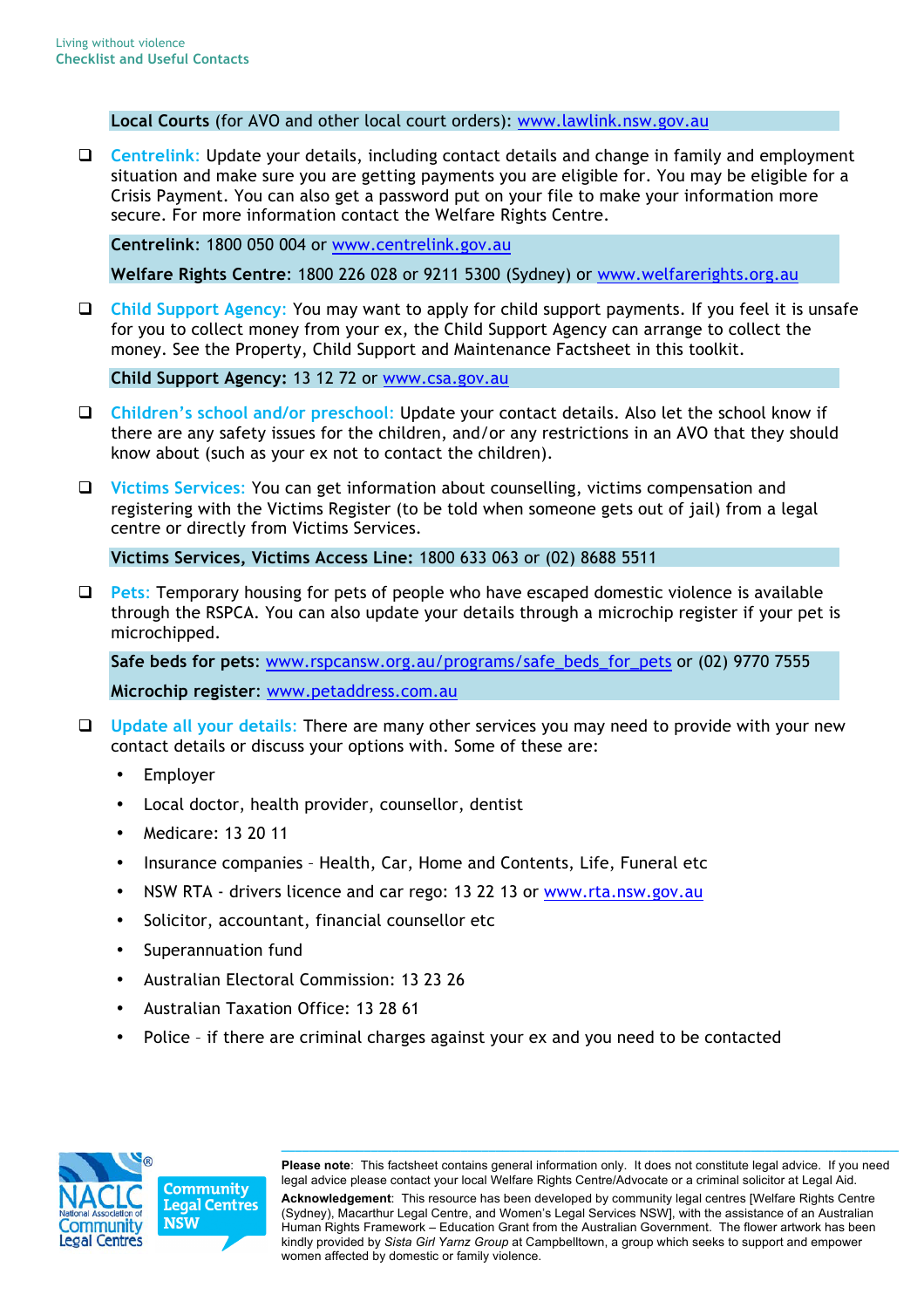**Local Courts** (for AVO and other local court orders): www.lawlink.nsw.gov.au

- ❑ **Centrelink:** Update your details, including contact details and change in family and employment situation and make sure you are getting payments you are eligible for. You may be eligible for a Crisis Payment. You can also get a password put on your file to make your information more secure. For more information contact the Welfare Rights Centre.

**Centrelink**: 1800 050 004 or www.centrelink.gov.au

**Welfare Rights Centre**: 1800 226 028 or 9211 5300 (Sydney) or www.welfarerights.org.au

- ❑ **Child Support Agency:** You may want to apply for child support payments. If you feel it is unsafe for you to collect money from your ex, the Child Support Agency can arrange to collect the money. See the Property, Child Support and Maintenance Factsheet in this toolkit.

**Child Support Agency:** 13 12 72 or www.csa.gov.au

- ❑ **Children's school and/or preschool:** Update your contact details. Also let the school know if there are any safety issues for the children, and/or any restrictions in an AVO that they should know about (such as your ex not to contact the children).

- ❑ **Victims Services:** You can get information about counselling, victims compensation and registering with the Victims Register (to be told when someone gets out of jail) from a legal centre or directly from Victims Services.

**Victims Services, Victims Access Line:** 1800 633 063 or (02) 8688 5511

- ❑ **Pets:** Temporary housing for pets of people who have escaped domestic violence is available through the RSPCA. You can also update your details through a microchip register if your pet is microchipped.

**Safe beds for pets:** www.rspcansw.org.au/programs/safe_beds_for_pets or (02) 9770 7555

**Microchip register:** www.petaddress.com.au

- ❑ **Update all your details:** There are many other services you may need to provide with your new contact details or discuss your options with. Some of these are:
  - Employer
  - Local doctor, health provider, counsellor, dentist
  - Medicare: 13 20 11
  - Insurance companies – Health, Car, Home and Contents, Life, Funeral etc
  - NSW RTA - drivers licence and car rego: 13 22 13 or www.rta.nsw.gov.au
  - Solicitor, accountant, financial counsellor etc
  - Superannuation fund
  - Australian Electoral Commission: 13 23 26
  - Australian Taxation Office: 13 28 61
  - Police – if there are criminal charges against your ex and you need to be contacted

**Please note**: This factsheet contains general information only. It does not constitute legal advice. If you need legal advice please contact your local Welfare Rights Centre/Advocate or a criminal solicitor at Legal Aid.

**Acknowledgement**: This resource has been developed by community legal centres [Welfare Rights Centre (Sydney), Macarthur Legal Centre, and Women's Legal Services NSW], with the assistance of an Australian Human Rights Framework – Education Grant from the Australian Government. The flower artwork has been kindly provided by *Sista Girl Yarnz Group* at Campbelltown, a group which seeks to support and empower women affected by domestic or family violence.